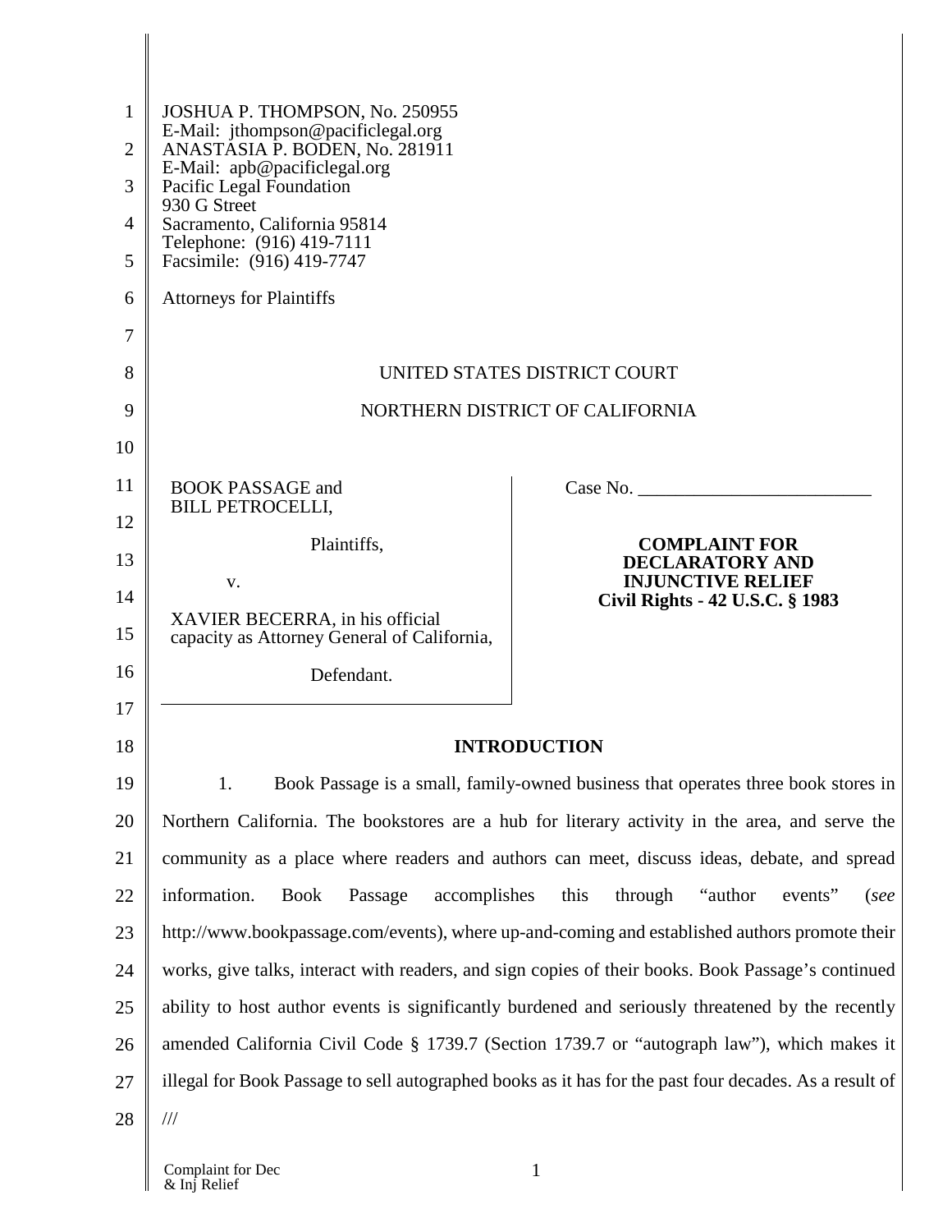JOSHUA P. THOMPSON, No. 250955
E-Mail: jthompson@pacificlegal.org
ANASTASIA P. BODEN, No. 281911
E-Mail: apb@pacificlegal.org
Pacific Legal Foundation
930 G Street
Sacramento, California 95814
Telephone: (916) 419-7111
Facsimile: (916) 419-7747

Attorneys for Plaintiffs

UNITED STATES DISTRICT COURT

NORTHERN DISTRICT OF CALIFORNIA

BOOK PASSAGE and
BILL PETROCELLI,

Plaintiffs,

v.

XAVIER BECERRA, in his official capacity as Attorney General of California,

Defendant.

Case No. \_\_\_\_\_\_\_\_\_\_\_\_\_\_\_\_\_\_\_\_\_\_\_\_\_

**COMPLAINT FOR DECLARATORY AND INJUNCTIVE RELIEF**
**Civil Rights - 42 U.S.C. § 1983**

## INTRODUCTION

1. Book Passage is a small, family-owned business that operates three book stores in Northern California. The bookstores are a hub for literary activity in the area, and serve the community as a place where readers and authors can meet, discuss ideas, debate, and spread information. Book Passage accomplishes this through "author events" (*see* http://www.bookpassage.com/events), where up-and-coming and established authors promote their works, give talks, interact with readers, and sign copies of their books. Book Passage's continued ability to host author events is significantly burdened and seriously threatened by the recently amended California Civil Code § 1739.7 (Section 1739.7 or "autograph law"), which makes it illegal for Book Passage to sell autographed books as it has for the past four decades. As a result of

///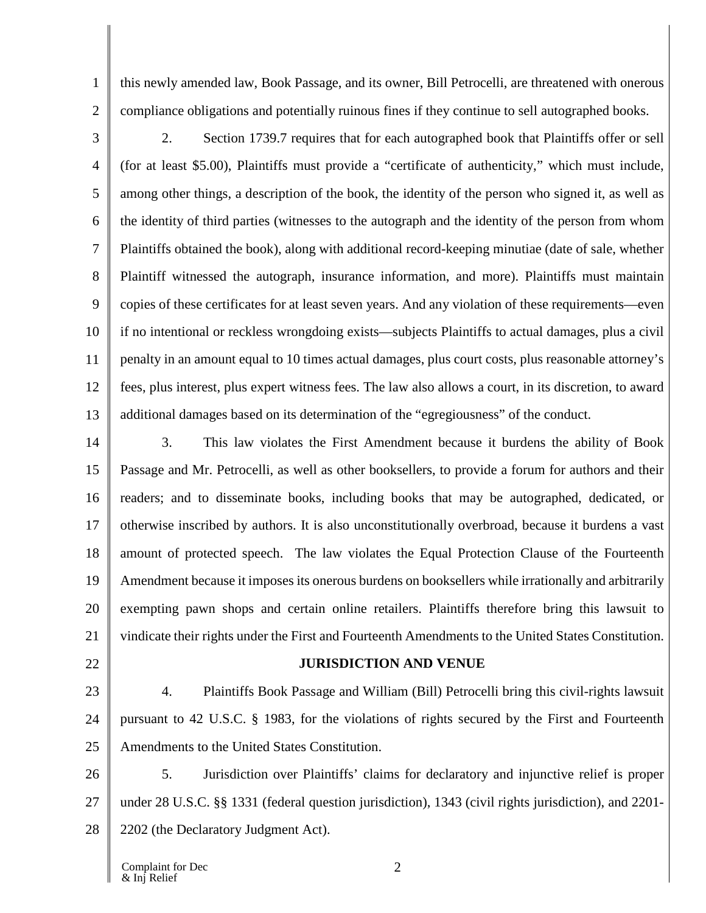this newly amended law, Book Passage, and its owner, Bill Petrocelli, are threatened with onerous compliance obligations and potentially ruinous fines if they continue to sell autographed books.

2. Section 1739.7 requires that for each autographed book that Plaintiffs offer or sell (for at least $5.00), Plaintiffs must provide a "certificate of authenticity," which must include, among other things, a description of the book, the identity of the person who signed it, as well as the identity of third parties (witnesses to the autograph and the identity of the person from whom Plaintiffs obtained the book), along with additional record-keeping minutiae (date of sale, whether Plaintiff witnessed the autograph, insurance information, and more). Plaintiffs must maintain copies of these certificates for at least seven years. And any violation of these requirements—even if no intentional or reckless wrongdoing exists—subjects Plaintiffs to actual damages, plus a civil penalty in an amount equal to 10 times actual damages, plus court costs, plus reasonable attorney's fees, plus interest, plus expert witness fees. The law also allows a court, in its discretion, to award additional damages based on its determination of the "egregiousness" of the conduct.

3. This law violates the First Amendment because it burdens the ability of Book Passage and Mr. Petrocelli, as well as other booksellers, to provide a forum for authors and their readers; and to disseminate books, including books that may be autographed, dedicated, or otherwise inscribed by authors. It is also unconstitutionally overbroad, because it burdens a vast amount of protected speech. The law violates the Equal Protection Clause of the Fourteenth Amendment because it imposes its onerous burdens on booksellers while irrationally and arbitrarily exempting pawn shops and certain online retailers. Plaintiffs therefore bring this lawsuit to vindicate their rights under the First and Fourteenth Amendments to the United States Constitution.

## JURISDICTION AND VENUE

4. Plaintiffs Book Passage and William (Bill) Petrocelli bring this civil-rights lawsuit pursuant to 42 U.S.C. § 1983, for the violations of rights secured by the First and Fourteenth Amendments to the United States Constitution.

5. Jurisdiction over Plaintiffs' claims for declaratory and injunctive relief is proper under 28 U.S.C. §§ 1331 (federal question jurisdiction), 1343 (civil rights jurisdiction), and 2201-2202 (the Declaratory Judgment Act).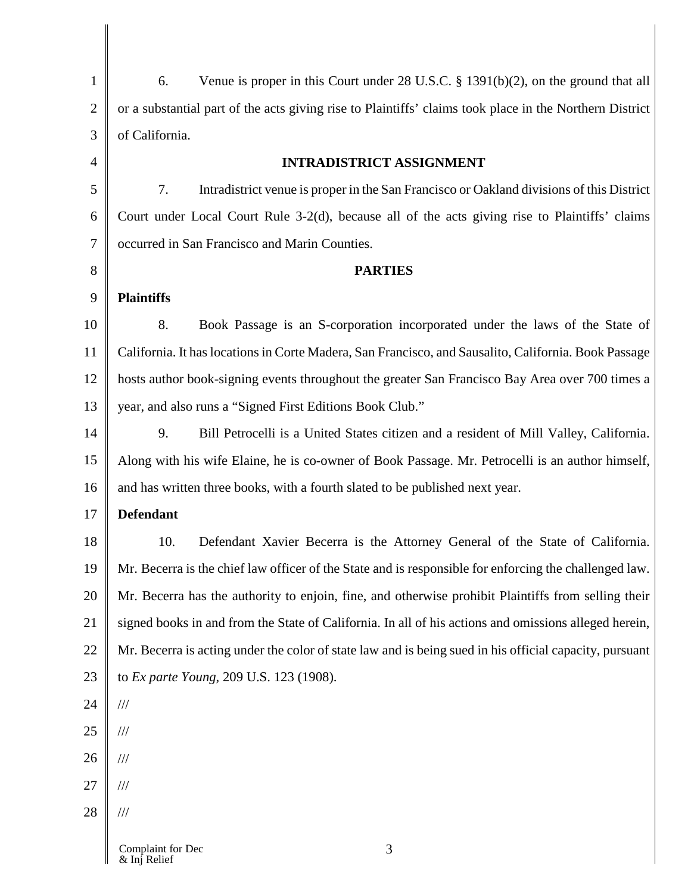6. Venue is proper in this Court under 28 U.S.C. § 1391(b)(2), on the ground that all or a substantial part of the acts giving rise to Plaintiffs' claims took place in the Northern District of California.

## INTRADISTRICT ASSIGNMENT

7. Intradistrict venue is proper in the San Francisco or Oakland divisions of this District Court under Local Court Rule 3-2(d), because all of the acts giving rise to Plaintiffs' claims occurred in San Francisco and Marin Counties.

## PARTIES

### Plaintiffs

8. Book Passage is an S-corporation incorporated under the laws of the State of California. It has locations in Corte Madera, San Francisco, and Sausalito, California. Book Passage hosts author book-signing events throughout the greater San Francisco Bay Area over 700 times a year, and also runs a "Signed First Editions Book Club."

9. Bill Petrocelli is a United States citizen and a resident of Mill Valley, California. Along with his wife Elaine, he is co-owner of Book Passage. Mr. Petrocelli is an author himself, and has written three books, with a fourth slated to be published next year.

### Defendant

10. Defendant Xavier Becerra is the Attorney General of the State of California. Mr. Becerra is the chief law officer of the State and is responsible for enforcing the challenged law. Mr. Becerra has the authority to enjoin, fine, and otherwise prohibit Plaintiffs from selling their signed books in and from the State of California. In all of his actions and omissions alleged herein, Mr. Becerra is acting under the color of state law and is being sued in his official capacity, pursuant to *Ex parte Young*, 209 U.S. 123 (1908).

///

///

///

///

///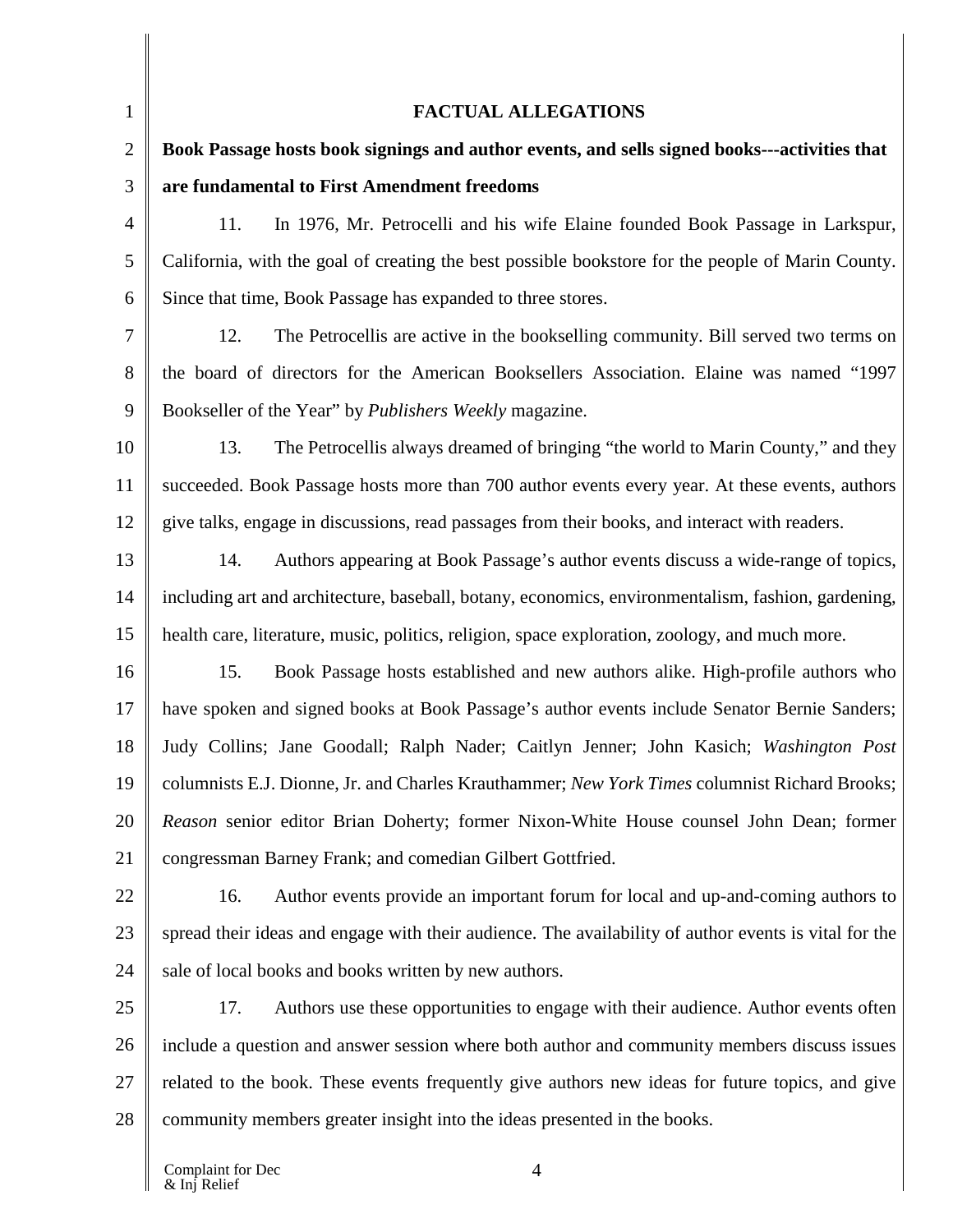## FACTUAL ALLEGATIONS

**Book Passage hosts book signings and author events, and sells signed books---activities that are fundamental to First Amendment freedoms**

11. In 1976, Mr. Petrocelli and his wife Elaine founded Book Passage in Larkspur, California, with the goal of creating the best possible bookstore for the people of Marin County. Since that time, Book Passage has expanded to three stores.

12. The Petrocellis are active in the bookselling community. Bill served two terms on the board of directors for the American Booksellers Association. Elaine was named "1997 Bookseller of the Year" by *Publishers Weekly* magazine.

13. The Petrocellis always dreamed of bringing "the world to Marin County," and they succeeded. Book Passage hosts more than 700 author events every year. At these events, authors give talks, engage in discussions, read passages from their books, and interact with readers.

14. Authors appearing at Book Passage's author events discuss a wide-range of topics, including art and architecture, baseball, botany, economics, environmentalism, fashion, gardening, health care, literature, music, politics, religion, space exploration, zoology, and much more.

15. Book Passage hosts established and new authors alike. High-profile authors who have spoken and signed books at Book Passage's author events include Senator Bernie Sanders; Judy Collins; Jane Goodall; Ralph Nader; Caitlyn Jenner; John Kasich; *Washington Post* columnists E.J. Dionne, Jr. and Charles Krauthammer; *New York Times* columnist Richard Brooks; *Reason* senior editor Brian Doherty; former Nixon-White House counsel John Dean; former congressman Barney Frank; and comedian Gilbert Gottfried.

16. Author events provide an important forum for local and up-and-coming authors to spread their ideas and engage with their audience. The availability of author events is vital for the sale of local books and books written by new authors.

17. Authors use these opportunities to engage with their audience. Author events often include a question and answer session where both author and community members discuss issues related to the book. These events frequently give authors new ideas for future topics, and give community members greater insight into the ideas presented in the books.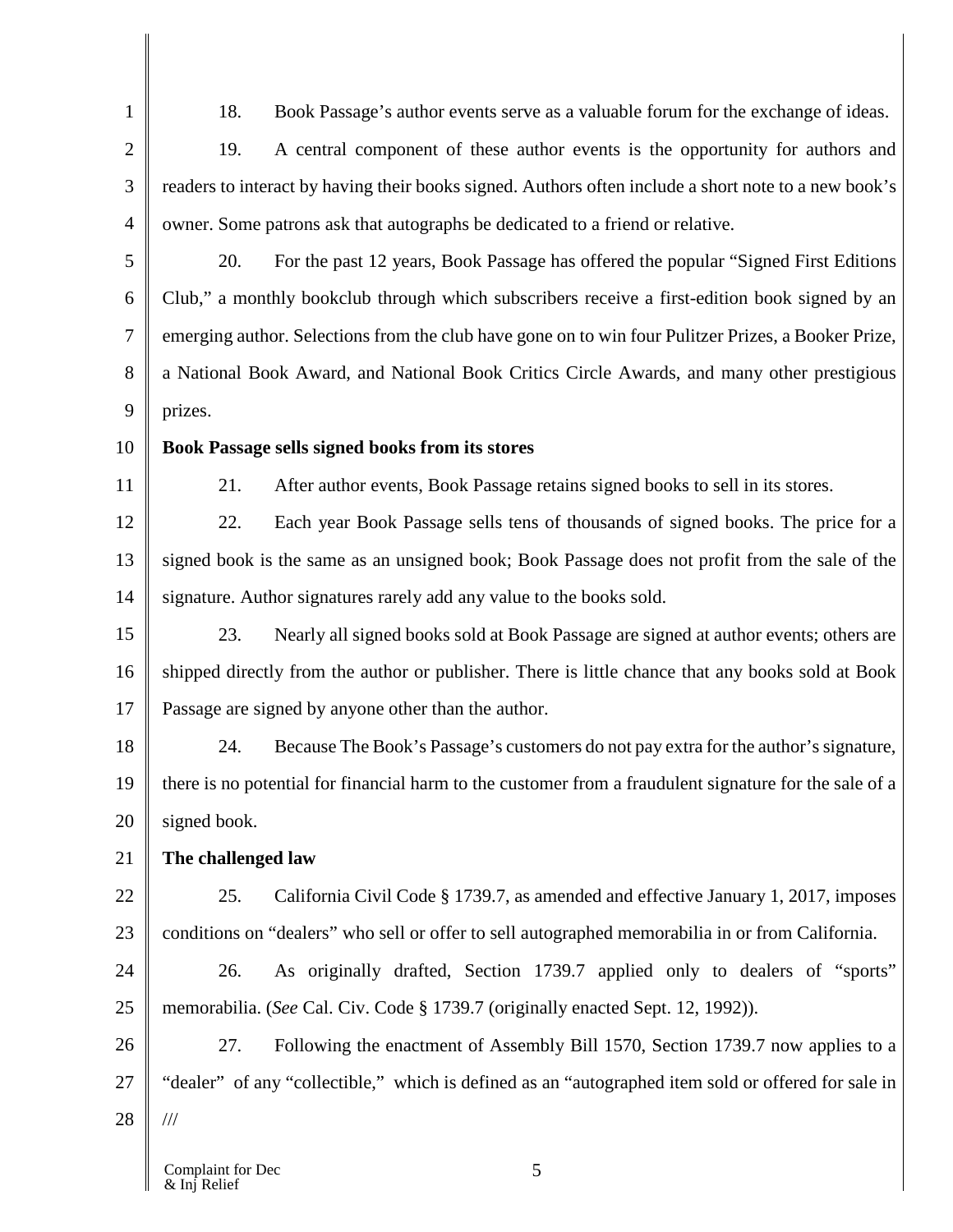18. Book Passage's author events serve as a valuable forum for the exchange of ideas.

19. A central component of these author events is the opportunity for authors and readers to interact by having their books signed. Authors often include a short note to a new book's owner. Some patrons ask that autographs be dedicated to a friend or relative.

20. For the past 12 years, Book Passage has offered the popular "Signed First Editions Club," a monthly bookclub through which subscribers receive a first-edition book signed by an emerging author. Selections from the club have gone on to win four Pulitzer Prizes, a Booker Prize, a National Book Award, and National Book Critics Circle Awards, and many other prestigious prizes.

**Book Passage sells signed books from its stores**

21. After author events, Book Passage retains signed books to sell in its stores.

22. Each year Book Passage sells tens of thousands of signed books. The price for a signed book is the same as an unsigned book; Book Passage does not profit from the sale of the signature. Author signatures rarely add any value to the books sold.

23. Nearly all signed books sold at Book Passage are signed at author events; others are shipped directly from the author or publisher. There is little chance that any books sold at Book Passage are signed by anyone other than the author.

24. Because The Book's Passage's customers do not pay extra for the author's signature, there is no potential for financial harm to the customer from a fraudulent signature for the sale of a signed book.

**The challenged law**

25. California Civil Code § 1739.7, as amended and effective January 1, 2017, imposes conditions on "dealers" who sell or offer to sell autographed memorabilia in or from California.

26. As originally drafted, Section 1739.7 applied only to dealers of "sports" memorabilia. (*See* Cal. Civ. Code § 1739.7 (originally enacted Sept. 12, 1992)).

27. Following the enactment of Assembly Bill 1570, Section 1739.7 now applies to a "dealer" of any "collectible," which is defined as an "autographed item sold or offered for sale in

///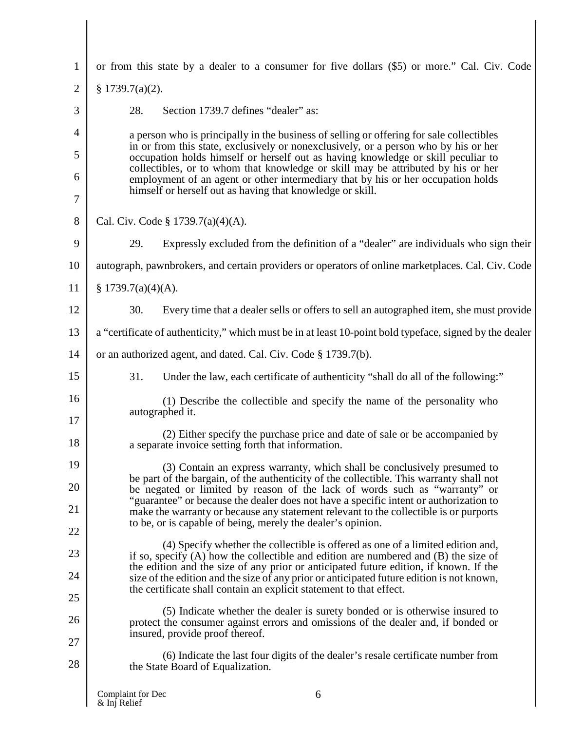or from this state by a dealer to a consumer for five dollars ($5) or more." Cal. Civ. Code § 1739.7(a)(2).

28. Section 1739.7 defines "dealer" as:

> a person who is principally in the business of selling or offering for sale collectibles in or from this state, exclusively or nonexclusively, or a person who by his or her occupation holds himself or herself out as having knowledge or skill peculiar to collectibles, or to whom that knowledge or skill may be attributed by his or her employment of an agent or other intermediary that by his or her occupation holds himself or herself out as having that knowledge or skill.

Cal. Civ. Code § 1739.7(a)(4)(A).

29. Expressly excluded from the definition of a "dealer" are individuals who sign their autograph, pawnbrokers, and certain providers or operators of online marketplaces. Cal. Civ. Code § 1739.7(a)(4)(A).

30. Every time that a dealer sells or offers to sell an autographed item, she must provide a "certificate of authenticity," which must be in at least 10-point bold typeface, signed by the dealer or an authorized agent, and dated. Cal. Civ. Code § 1739.7(b).

31. Under the law, each certificate of authenticity "shall do all of the following:"

> (1) Describe the collectible and specify the name of the personality who autographed it.
>
> (2) Either specify the purchase price and date of sale or be accompanied by a separate invoice setting forth that information.
>
> (3) Contain an express warranty, which shall be conclusively presumed to be part of the bargain, of the authenticity of the collectible. This warranty shall not be negated or limited by reason of the lack of words such as "warranty" or "guarantee" or because the dealer does not have a specific intent or authorization to make the warranty or because any statement relevant to the collectible is or purports to be, or is capable of being, merely the dealer's opinion.
>
> (4) Specify whether the collectible is offered as one of a limited edition and, if so, specify (A) how the collectible and edition are numbered and (B) the size of the edition and the size of any prior or anticipated future edition, if known. If the size of the edition and the size of any prior or anticipated future edition is not known, the certificate shall contain an explicit statement to that effect.
>
> (5) Indicate whether the dealer is surety bonded or is otherwise insured to protect the consumer against errors and omissions of the dealer and, if bonded or insured, provide proof thereof.
>
> (6) Indicate the last four digits of the dealer's resale certificate number from the State Board of Equalization.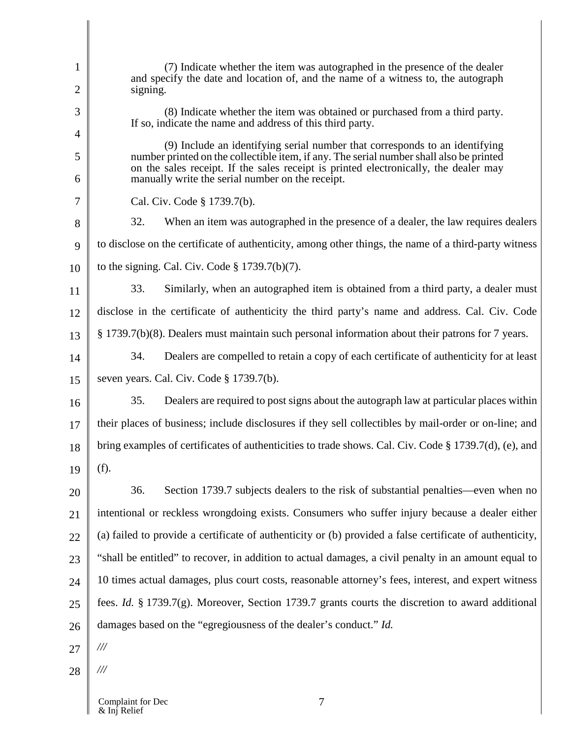(7) Indicate whether the item was autographed in the presence of the dealer and specify the date and location of, and the name of a witness to, the autograph signing.

(8) Indicate whether the item was obtained or purchased from a third party. If so, indicate the name and address of this third party.

(9) Include an identifying serial number that corresponds to an identifying number printed on the collectible item, if any. The serial number shall also be printed on the sales receipt. If the sales receipt is printed electronically, the dealer may manually write the serial number on the receipt.

Cal. Civ. Code § 1739.7(b).

32. When an item was autographed in the presence of a dealer, the law requires dealers to disclose on the certificate of authenticity, among other things, the name of a third-party witness to the signing. Cal. Civ. Code § 1739.7(b)(7).

33. Similarly, when an autographed item is obtained from a third party, a dealer must disclose in the certificate of authenticity the third party's name and address. Cal. Civ. Code § 1739.7(b)(8). Dealers must maintain such personal information about their patrons for 7 years.

34. Dealers are compelled to retain a copy of each certificate of authenticity for at least seven years. Cal. Civ. Code § 1739.7(b).

35. Dealers are required to post signs about the autograph law at particular places within their places of business; include disclosures if they sell collectibles by mail-order or on-line; and bring examples of certificates of authenticities to trade shows. Cal. Civ. Code § 1739.7(d), (e), and (f).

36. Section 1739.7 subjects dealers to the risk of substantial penalties—even when no intentional or reckless wrongdoing exists. Consumers who suffer injury because a dealer either (a) failed to provide a certificate of authenticity or (b) provided a false certificate of authenticity, "shall be entitled" to recover, in addition to actual damages, a civil penalty in an amount equal to 10 times actual damages, plus court costs, reasonable attorney's fees, interest, and expert witness fees. *Id.* § 1739.7(g). Moreover, Section 1739.7 grants courts the discretion to award additional damages based on the "egregiousness of the dealer's conduct." *Id.*

///

///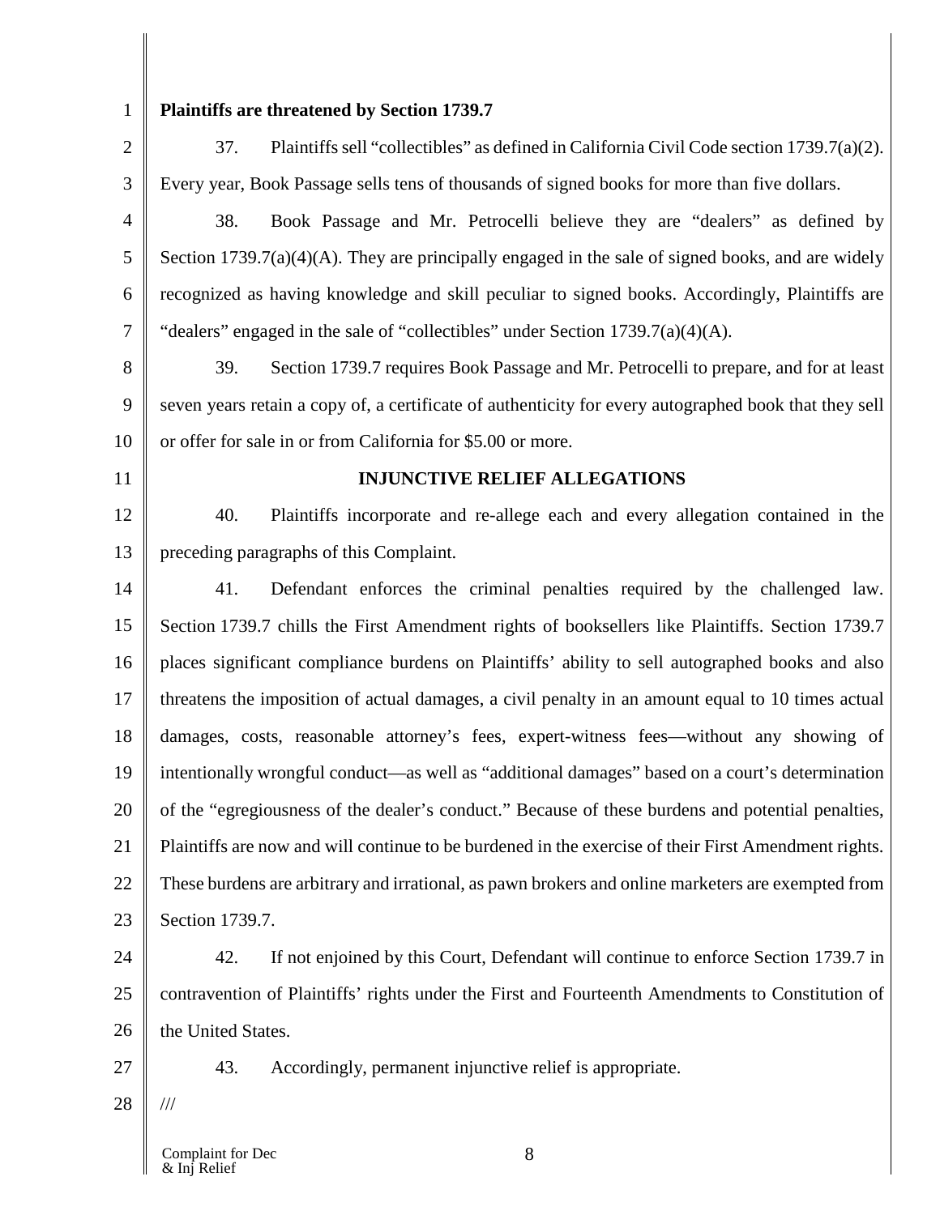**Plaintiffs are threatened by Section 1739.7**

37. Plaintiffs sell "collectibles" as defined in California Civil Code section 1739.7(a)(2). Every year, Book Passage sells tens of thousands of signed books for more than five dollars.

38. Book Passage and Mr. Petrocelli believe they are "dealers" as defined by Section 1739.7(a)(4)(A). They are principally engaged in the sale of signed books, and are widely recognized as having knowledge and skill peculiar to signed books. Accordingly, Plaintiffs are "dealers" engaged in the sale of "collectibles" under Section 1739.7(a)(4)(A).

39. Section 1739.7 requires Book Passage and Mr. Petrocelli to prepare, and for at least seven years retain a copy of, a certificate of authenticity for every autographed book that they sell or offer for sale in or from California for $5.00 or more.

## INJUNCTIVE RELIEF ALLEGATIONS

40. Plaintiffs incorporate and re-allege each and every allegation contained in the preceding paragraphs of this Complaint.

41. Defendant enforces the criminal penalties required by the challenged law. Section 1739.7 chills the First Amendment rights of booksellers like Plaintiffs. Section 1739.7 places significant compliance burdens on Plaintiffs' ability to sell autographed books and also threatens the imposition of actual damages, a civil penalty in an amount equal to 10 times actual damages, costs, reasonable attorney's fees, expert-witness fees—without any showing of intentionally wrongful conduct—as well as "additional damages" based on a court's determination of the "egregiousness of the dealer's conduct." Because of these burdens and potential penalties, Plaintiffs are now and will continue to be burdened in the exercise of their First Amendment rights. These burdens are arbitrary and irrational, as pawn brokers and online marketers are exempted from Section 1739.7.

42. If not enjoined by this Court, Defendant will continue to enforce Section 1739.7 in contravention of Plaintiffs' rights under the First and Fourteenth Amendments to Constitution of the United States.

43. Accordingly, permanent injunctive relief is appropriate.

///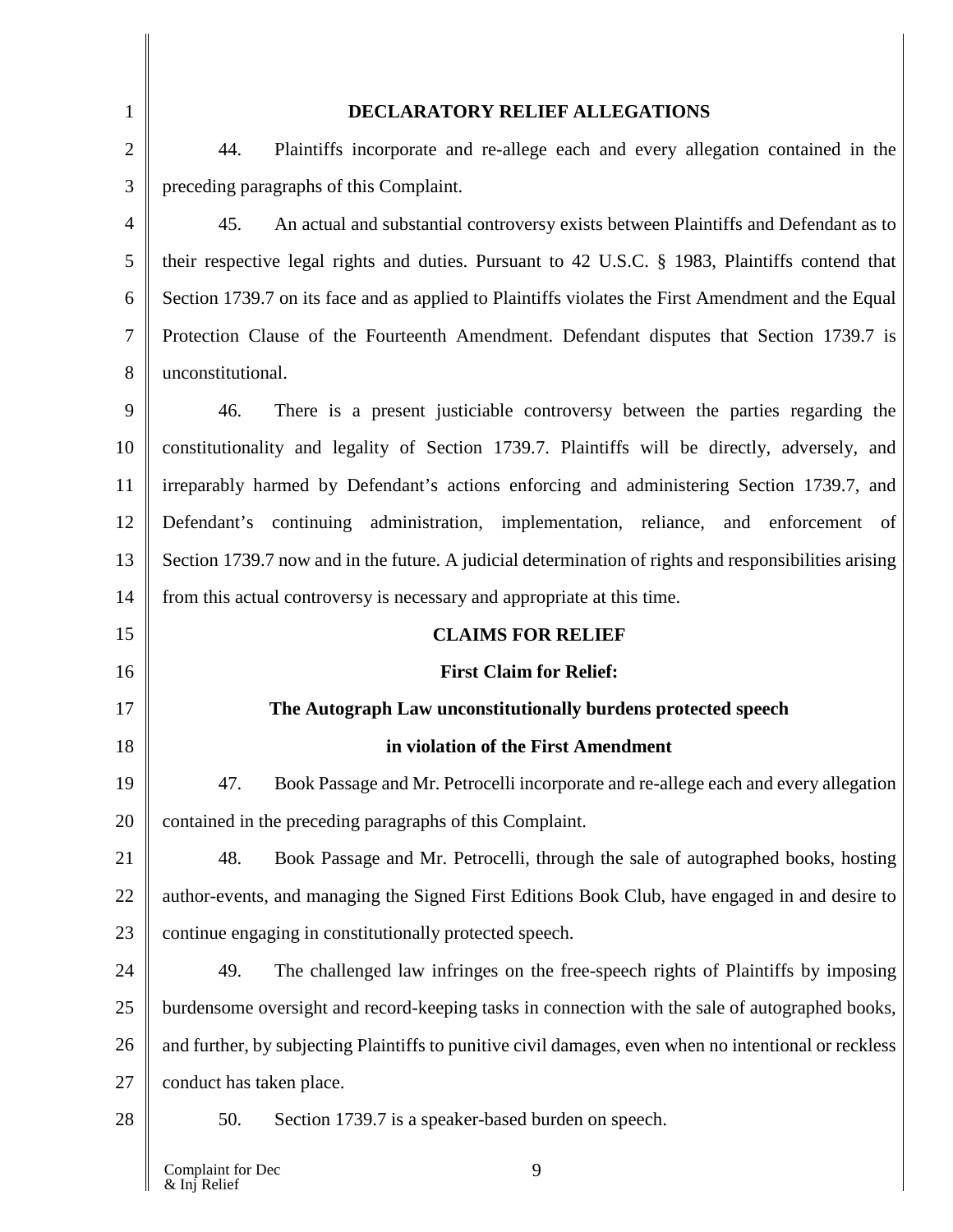## DECLARATORY RELIEF ALLEGATIONS

44. Plaintiffs incorporate and re-allege each and every allegation contained in the preceding paragraphs of this Complaint.

45. An actual and substantial controversy exists between Plaintiffs and Defendant as to their respective legal rights and duties. Pursuant to 42 U.S.C. § 1983, Plaintiffs contend that Section 1739.7 on its face and as applied to Plaintiffs violates the First Amendment and the Equal Protection Clause of the Fourteenth Amendment. Defendant disputes that Section 1739.7 is unconstitutional.

46. There is a present justiciable controversy between the parties regarding the constitutionality and legality of Section 1739.7. Plaintiffs will be directly, adversely, and irreparably harmed by Defendant's actions enforcing and administering Section 1739.7, and Defendant's continuing administration, implementation, reliance, and enforcement of Section 1739.7 now and in the future. A judicial determination of rights and responsibilities arising from this actual controversy is necessary and appropriate at this time.

## CLAIMS FOR RELIEF

### First Claim for Relief:

### The Autograph Law unconstitutionally burdens protected speech in violation of the First Amendment

47. Book Passage and Mr. Petrocelli incorporate and re-allege each and every allegation contained in the preceding paragraphs of this Complaint.

48. Book Passage and Mr. Petrocelli, through the sale of autographed books, hosting author-events, and managing the Signed First Editions Book Club, have engaged in and desire to continue engaging in constitutionally protected speech.

49. The challenged law infringes on the free-speech rights of Plaintiffs by imposing burdensome oversight and record-keeping tasks in connection with the sale of autographed books, and further, by subjecting Plaintiffs to punitive civil damages, even when no intentional or reckless conduct has taken place.

50. Section 1739.7 is a speaker-based burden on speech.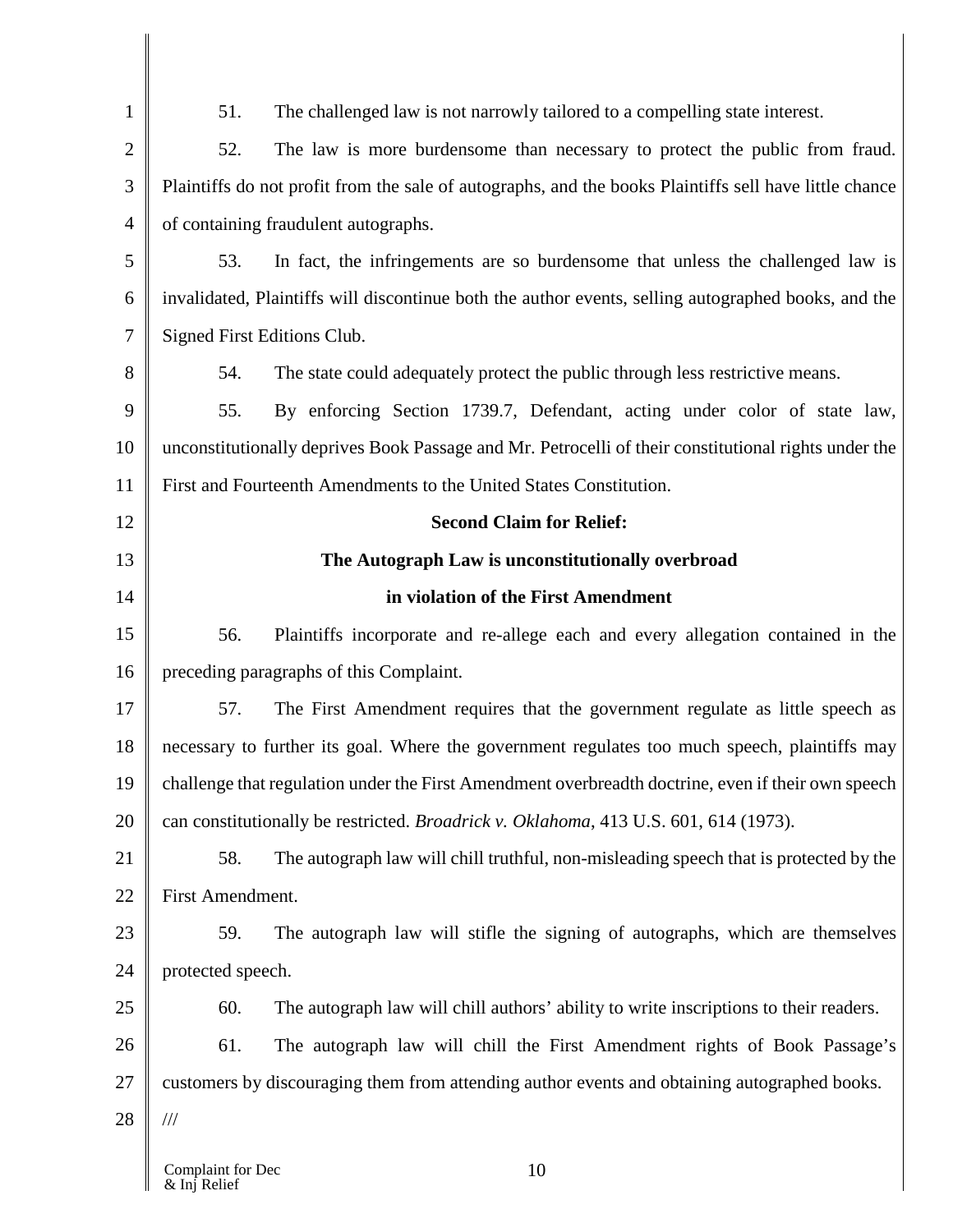51. The challenged law is not narrowly tailored to a compelling state interest.

52. The law is more burdensome than necessary to protect the public from fraud. Plaintiffs do not profit from the sale of autographs, and the books Plaintiffs sell have little chance of containing fraudulent autographs.

53. In fact, the infringements are so burdensome that unless the challenged law is invalidated, Plaintiffs will discontinue both the author events, selling autographed books, and the Signed First Editions Club.

54. The state could adequately protect the public through less restrictive means.

55. By enforcing Section 1739.7, Defendant, acting under color of state law, unconstitutionally deprives Book Passage and Mr. Petrocelli of their constitutional rights under the First and Fourteenth Amendments to the United States Constitution.

**Second Claim for Relief:**

**The Autograph Law is unconstitutionally overbroad**

**in violation of the First Amendment**

56. Plaintiffs incorporate and re-allege each and every allegation contained in the preceding paragraphs of this Complaint.

57. The First Amendment requires that the government regulate as little speech as necessary to further its goal. Where the government regulates too much speech, plaintiffs may challenge that regulation under the First Amendment overbreadth doctrine, even if their own speech can constitutionally be restricted. *Broadrick v. Oklahoma*, 413 U.S. 601, 614 (1973).

58. The autograph law will chill truthful, non-misleading speech that is protected by the First Amendment.

59. The autograph law will stifle the signing of autographs, which are themselves protected speech.

60. The autograph law will chill authors' ability to write inscriptions to their readers.

61. The autograph law will chill the First Amendment rights of Book Passage's customers by discouraging them from attending author events and obtaining autographed books.

///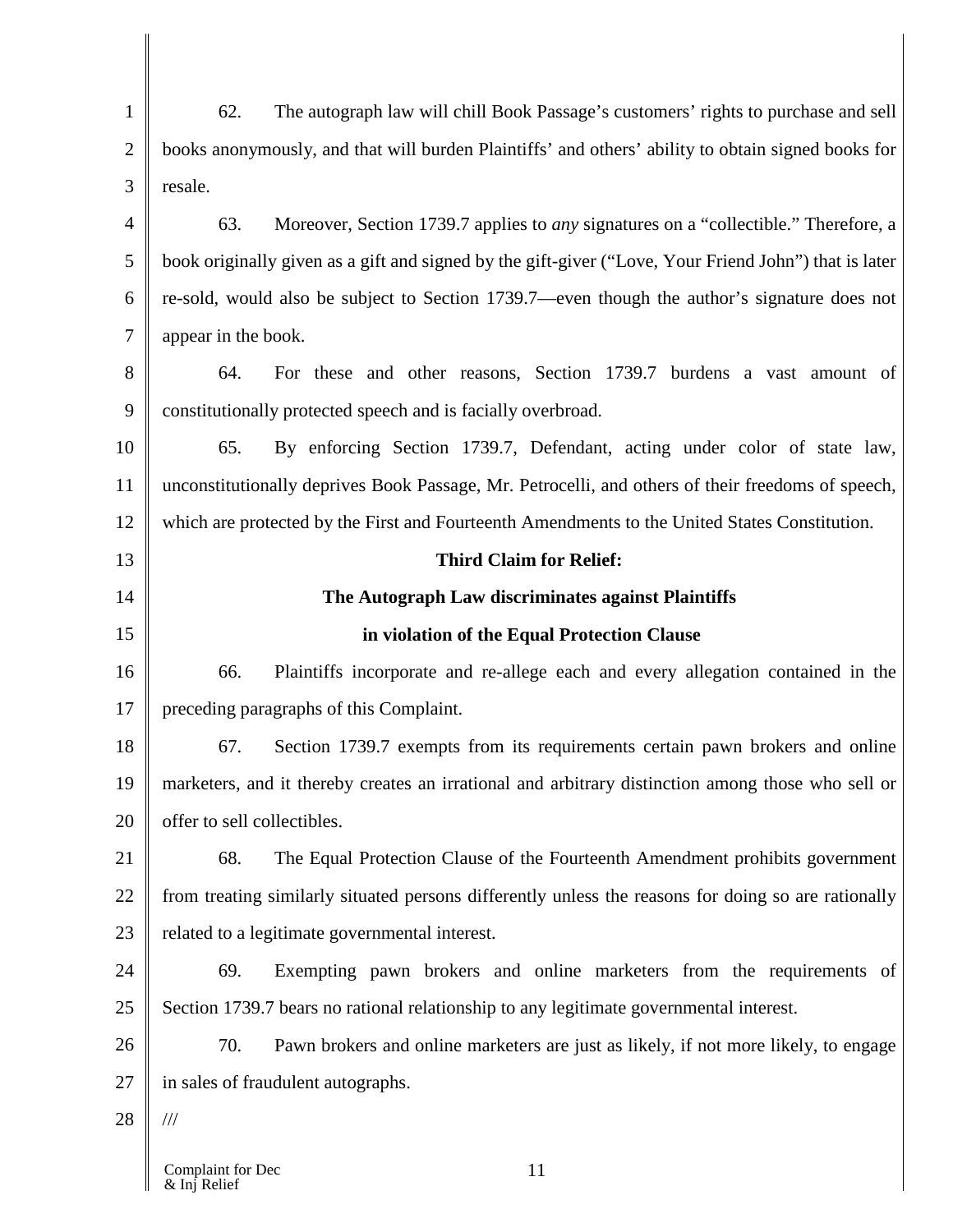62. The autograph law will chill Book Passage's customers' rights to purchase and sell books anonymously, and that will burden Plaintiffs' and others' ability to obtain signed books for resale.

63. Moreover, Section 1739.7 applies to *any* signatures on a "collectible." Therefore, a book originally given as a gift and signed by the gift-giver ("Love, Your Friend John") that is later re-sold, would also be subject to Section 1739.7—even though the author's signature does not appear in the book.

64. For these and other reasons, Section 1739.7 burdens a vast amount of constitutionally protected speech and is facially overbroad.

65. By enforcing Section 1739.7, Defendant, acting under color of state law, unconstitutionally deprives Book Passage, Mr. Petrocelli, and others of their freedoms of speech, which are protected by the First and Fourteenth Amendments to the United States Constitution.

**Third Claim for Relief:**

**The Autograph Law discriminates against Plaintiffs in violation of the Equal Protection Clause**

66. Plaintiffs incorporate and re-allege each and every allegation contained in the preceding paragraphs of this Complaint.

67. Section 1739.7 exempts from its requirements certain pawn brokers and online marketers, and it thereby creates an irrational and arbitrary distinction among those who sell or offer to sell collectibles.

68. The Equal Protection Clause of the Fourteenth Amendment prohibits government from treating similarly situated persons differently unless the reasons for doing so are rationally related to a legitimate governmental interest.

69. Exempting pawn brokers and online marketers from the requirements of Section 1739.7 bears no rational relationship to any legitimate governmental interest.

70. Pawn brokers and online marketers are just as likely, if not more likely, to engage in sales of fraudulent autographs.

///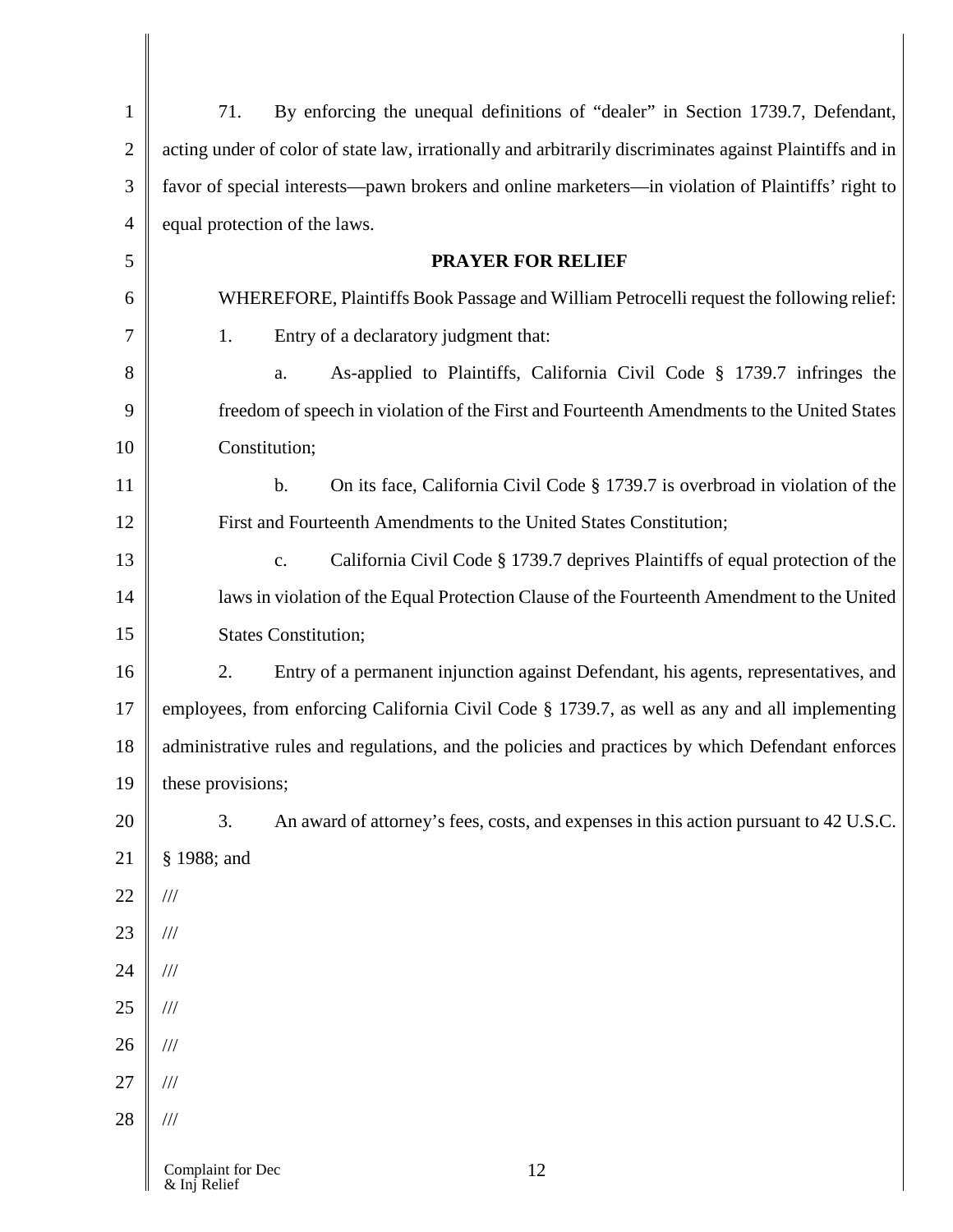71. By enforcing the unequal definitions of "dealer" in Section 1739.7, Defendant, acting under of color of state law, irrationally and arbitrarily discriminates against Plaintiffs and in favor of special interests—pawn brokers and online marketers—in violation of Plaintiffs' right to equal protection of the laws.

**PRAYER FOR RELIEF**

WHEREFORE, Plaintiffs Book Passage and William Petrocelli request the following relief:

1. Entry of a declaratory judgment that:

   a. As-applied to Plaintiffs, California Civil Code § 1739.7 infringes the freedom of speech in violation of the First and Fourteenth Amendments to the United States Constitution;

   b. On its face, California Civil Code § 1739.7 is overbroad in violation of the First and Fourteenth Amendments to the United States Constitution;

   c. California Civil Code § 1739.7 deprives Plaintiffs of equal protection of the laws in violation of the Equal Protection Clause of the Fourteenth Amendment to the United States Constitution;

2. Entry of a permanent injunction against Defendant, his agents, representatives, and employees, from enforcing California Civil Code § 1739.7, as well as any and all implementing administrative rules and regulations, and the policies and practices by which Defendant enforces these provisions;

3. An award of attorney's fees, costs, and expenses in this action pursuant to 42 U.S.C. § 1988; and

///

///

///

///

///

///

///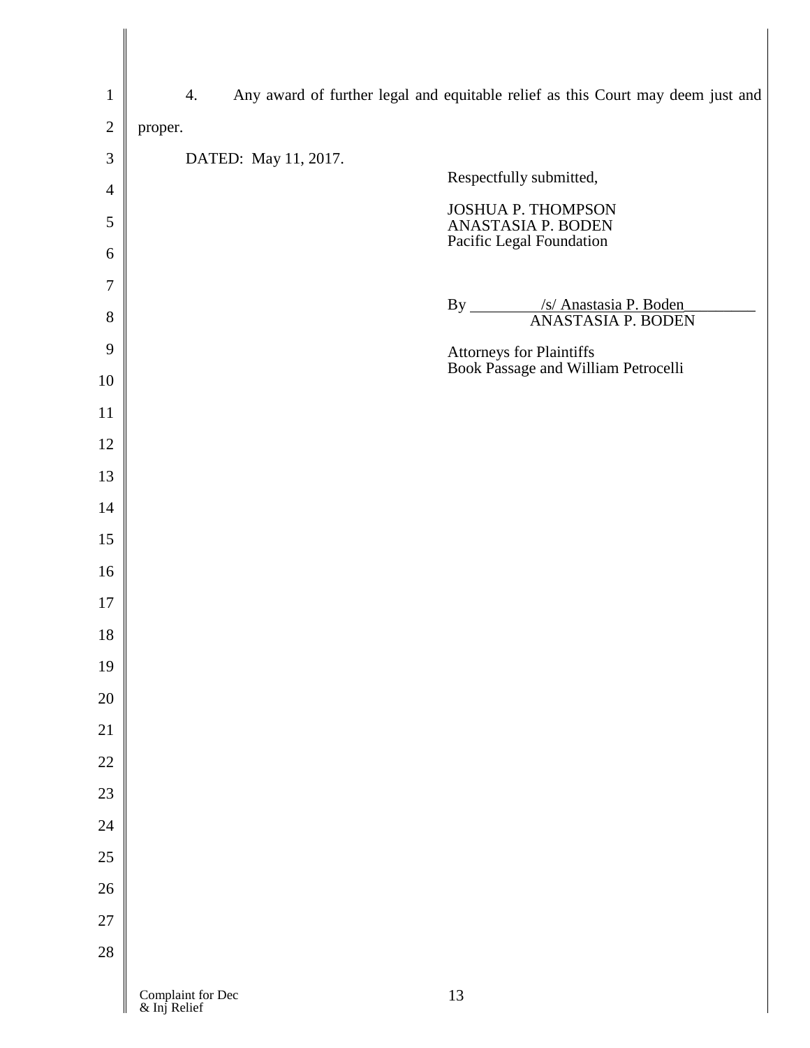4. Any award of further legal and equitable relief as this Court may deem just and proper.

DATED: May 11, 2017.

Respectfully submitted,

JOSHUA P. THOMPSON
ANASTASIA P. BODEN
Pacific Legal Foundation

By /s/ Anastasia P. Boden
ANASTASIA P. BODEN

Attorneys for Plaintiffs
Book Passage and William Petrocelli